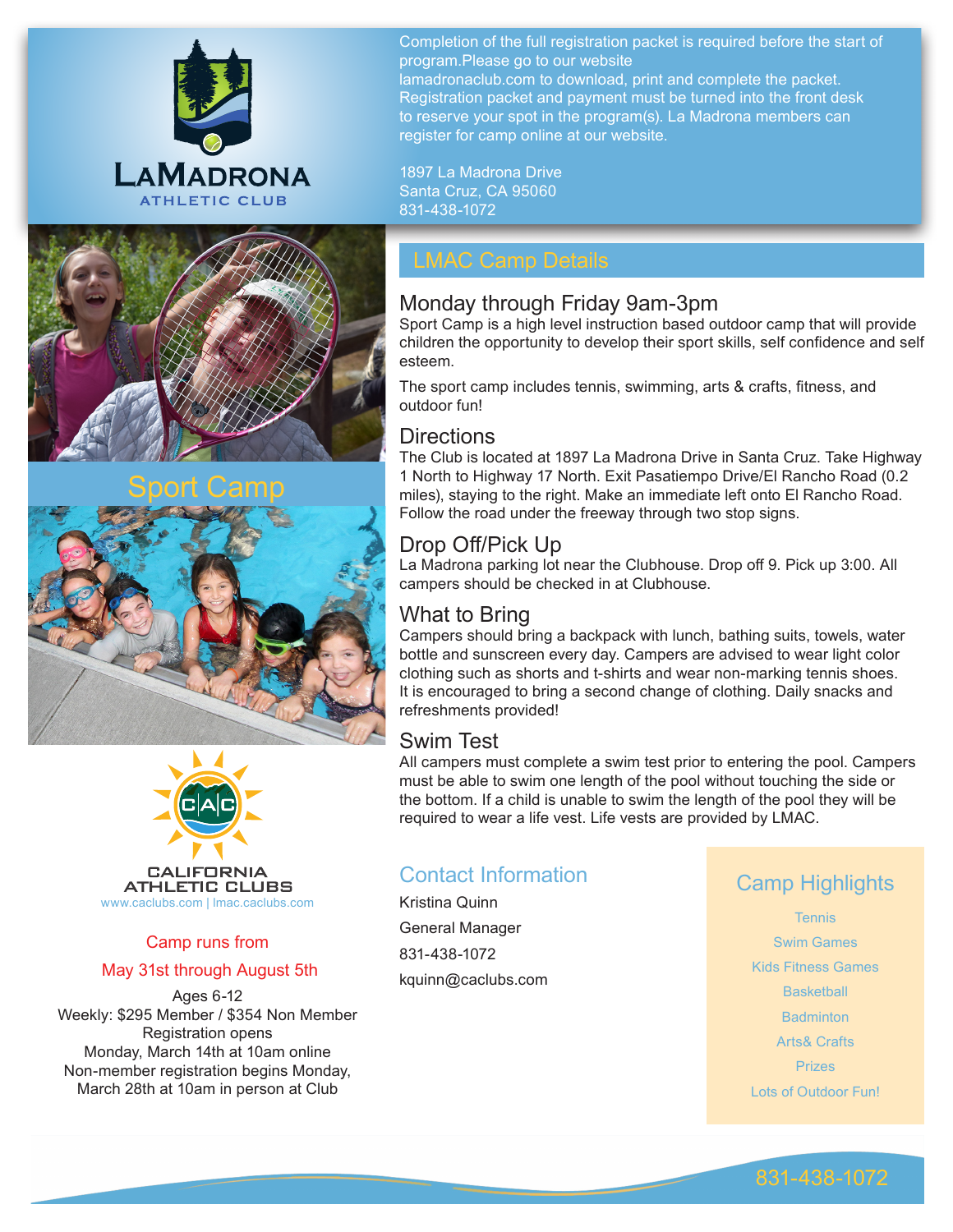# LaMadrona Athletic Club

Completion of the full registration packet is required before the start of program.Please go to our website lamadronaclub.com to download, print and complete the packet. Registration packet and payment must be turned into the front desk to reserve your spot in the program(s). La Madrona members can register for camp online at our website.

1897 La Madrona Drive
Santa Cruz, CA 95060
831-438-1072

## Sport Camp

California Athletic Clubs
www.caclubs.com | lmac.caclubs.com

**Camp runs from**
**May 31st through August 5th**

Ages 6-12
Weekly: $295 Member / $354 Non Member
Registration opens
Monday, March 14th at 10am online
Non-member registration begins Monday, March 28th at 10am in person at Club

## LMAC Camp Details

### Monday through Friday 9am-3pm

Sport Camp is a high level instruction based outdoor camp that will provide children the opportunity to develop their sport skills, self confidence and self esteem.

The sport camp includes tennis, swimming, arts & crafts, fitness, and outdoor fun!

### Directions

The Club is located at 1897 La Madrona Drive in Santa Cruz. Take Highway 1 North to Highway 17 North. Exit Pasatiempo Drive/El Rancho Road (0.2 miles), staying to the right. Make an immediate left onto El Rancho Road. Follow the road under the freeway through two stop signs.

### Drop Off/Pick Up

La Madrona parking lot near the Clubhouse. Drop off 9. Pick up 3:00. All campers should be checked in at Clubhouse.

### What to Bring

Campers should bring a backpack with lunch, bathing suits, towels, water bottle and sunscreen every day. Campers are advised to wear light color clothing such as shorts and t-shirts and wear non-marking tennis shoes. It is encouraged to bring a second change of clothing. Daily snacks and refreshments provided!

### Swim Test

All campers must complete a swim test prior to entering the pool. Campers must be able to swim one length of the pool without touching the side or the bottom. If a child is unable to swim the length of the pool they will be required to wear a life vest. Life vests are provided by LMAC.

## Contact Information

Kristina Quinn
General Manager
831-438-1072
kquinn@caclubs.com

## Camp Highlights

- Tennis
- Swim Games
- Kids Fitness Games
- Basketball
- Badminton
- Arts& Crafts
- Prizes
- Lots of Outdoor Fun!

831-438-1072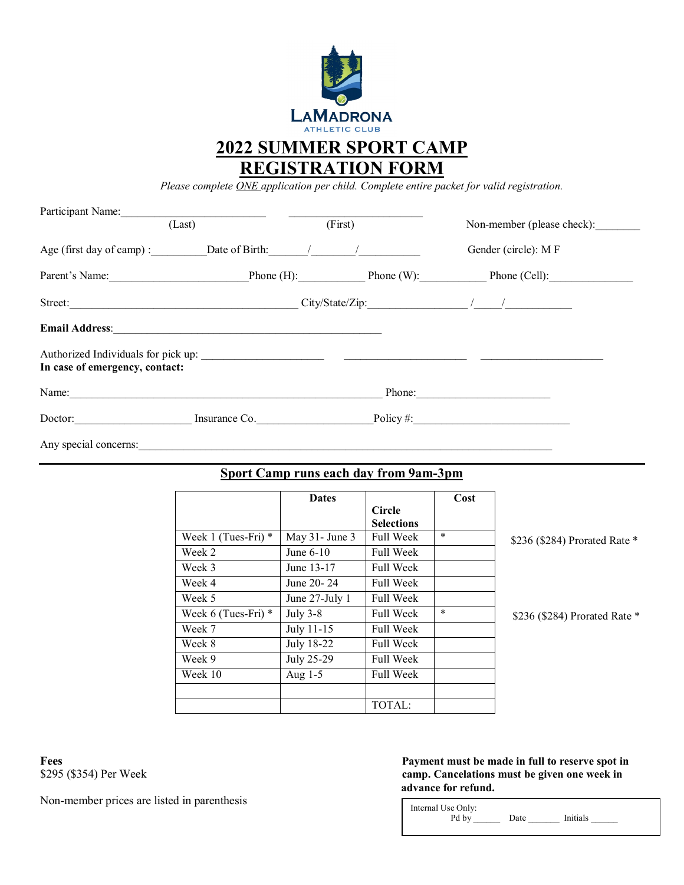LaMadrona
ATHLETIC CLUB

# 2022 SUMMER SPORT CAMP REGISTRATION FORM

*Please complete ONE application per child. Complete entire packet for valid registration.*

Participant Name:_________________________ _______________________ Non-member (please check):________
(Last) (First)

Age (first day of camp) :__________Date of Birth:______/_______/___________ Gender (circle): M F

Parent's Name:________________________Phone (H):___________ Phone (W):___________ Phone (Cell):_______________

Street:________________________________________ City/State/Zip:_________________ /_____/____________

**Email Address**:_______________________________________________

Authorized Individuals for pick up: _____________________ _____________________ _____________________

**In case of emergency, contact:**

Name:_______________________________________________________ Phone:________________________

Doctor:____________________ Insurance Co.____________________Policy #:____________________________

Any special concerns:_____________________________________________________________________________

## Sport Camp runs each day from 9am-3pm

| | Dates | Circle Selections | Cost | |
|---|---|---|---|---|
| Week 1 (Tues-Fri) * | May 31- June 3 | Full Week | * | $236 ($284) Prorated Rate * |
| Week 2 | June 6-10 | Full Week | | |
| Week 3 | June 13-17 | Full Week | | |
| Week 4 | June 20- 24 | Full Week | | |
| Week 5 | June 27-July 1 | Full Week | | |
| Week 6 (Tues-Fri) * | July 3-8 | Full Week | * | $236 ($284) Prorated Rate * |
| Week 7 | July 11-15 | Full Week | | |
| Week 8 | July 18-22 | Full Week | | |
| Week 9 | July 25-29 | Full Week | | |
| Week 10 | Aug 1-5 | Full Week | | |
| | | | | |
| | | TOTAL: | | |

**Fees**
$295 ($354) Per Week

Non-member prices are listed in parenthesis

**Payment must be made in full to reserve spot in camp. Cancelations must be given one week in advance for refund.**

Internal Use Only:
Pd by ______ Date _______ Initials ______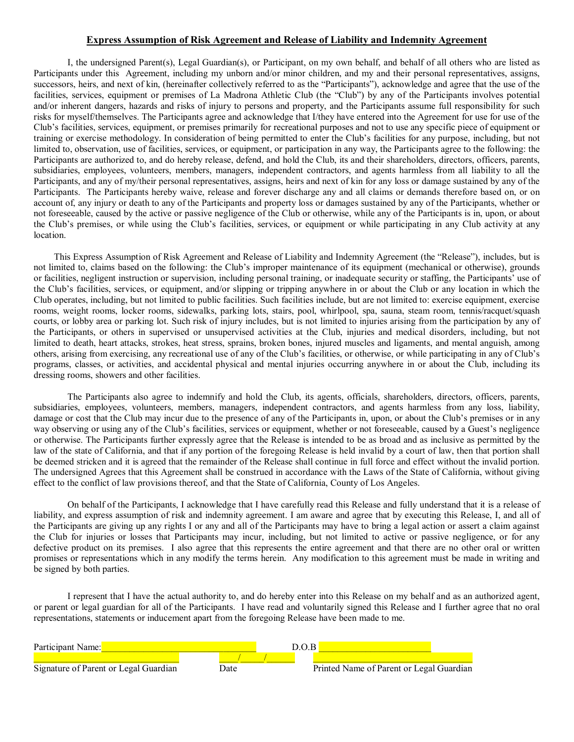## **Express Assumption of Risk Agreement and Release of Liability and Indemnity Agreement**

I, the undersigned Parent(s), Legal Guardian(s), or Participant, on my own behalf, and behalf of all others who are listed as Participants under this Agreement, including my unborn and/or minor children, and my and their personal representatives, assigns, successors, heirs, and next of kin, (hereinafter collectively referred to as the "Participants"), acknowledge and agree that the use of the facilities, services, equipment or premises of La Madrona Athletic Club (the "Club") by any of the Participants involves potential and/or inherent dangers, hazards and risks of injury to persons and property, and the Participants assume full responsibility for such risks for myself/themselves. The Participants agree and acknowledge that I/they have entered into the Agreement for use for use of the Club's facilities, services, equipment, or premises primarily for recreational purposes and not to use any specific piece of equipment or training or exercise methodology. In consideration of being permitted to enter the Club's facilities for any purpose, including, but not limited to, observation, use of facilities, services, or equipment, or participation in any way, the Participants agree to the following: the Participants are authorized to, and do hereby release, defend, and hold the Club, its and their shareholders, directors, officers, parents, subsidiaries, employees, volunteers, members, managers, independent contractors, and agents harmless from all liability to all the Participants, and any of my/their personal representatives, assigns, heirs and next of kin for any loss or damage sustained by any of the Participants. The Participants hereby waive, release and forever discharge any and all claims or demands therefore based on, or on account of, any injury or death to any of the Participants and property loss or damages sustained by any of the Participants, whether or not foreseeable, caused by the active or passive negligence of the Club or otherwise, while any of the Participants is in, upon, or about the Club's premises, or while using the Club's facilities, services, or equipment or while participating in any Club activity at any location.

This Express Assumption of Risk Agreement and Release of Liability and Indemnity Agreement (the "Release"), includes, but is not limited to, claims based on the following: the Club's improper maintenance of its equipment (mechanical or otherwise), grounds or facilities, negligent instruction or supervision, including personal training, or inadequate security or staffing, the Participants' use of the Club's facilities, services, or equipment, and/or slipping or tripping anywhere in or about the Club or any location in which the Club operates, including, but not limited to public facilities. Such facilities include, but are not limited to: exercise equipment, exercise rooms, weight rooms, locker rooms, sidewalks, parking lots, stairs, pool, whirlpool, spa, sauna, steam room, tennis/racquet/squash courts, or lobby area or parking lot. Such risk of injury includes, but is not limited to injuries arising from the participation by any of the Participants, or others in supervised or unsupervised activities at the Club, injuries and medical disorders, including, but not limited to death, heart attacks, strokes, heat stress, sprains, broken bones, injured muscles and ligaments, and mental anguish, among others, arising from exercising, any recreational use of any of the Club's facilities, or otherwise, or while participating in any of Club's programs, classes, or activities, and accidental physical and mental injuries occurring anywhere in or about the Club, including its dressing rooms, showers and other facilities.

The Participants also agree to indemnify and hold the Club, its agents, officials, shareholders, directors, officers, parents, subsidiaries, employees, volunteers, members, managers, independent contractors, and agents harmless from any loss, liability, damage or cost that the Club may incur due to the presence of any of the Participants in, upon, or about the Club's premises or in any way observing or using any of the Club's facilities, services or equipment, whether or not foreseeable, caused by a Guest's negligence or otherwise. The Participants further expressly agree that the Release is intended to be as broad and as inclusive as permitted by the law of the state of California, and that if any portion of the foregoing Release is held invalid by a court of law, then that portion shall be deemed stricken and it is agreed that the remainder of the Release shall continue in full force and effect without the invalid portion. The undersigned Agrees that this Agreement shall be construed in accordance with the Laws of the State of California, without giving effect to the conflict of law provisions thereof, and that the State of California, County of Los Angeles.

On behalf of the Participants, I acknowledge that I have carefully read this Release and fully understand that it is a release of liability, and express assumption of risk and indemnity agreement. I am aware and agree that by executing this Release, I, and all of the Participants are giving up any rights I or any and all of the Participants may have to bring a legal action or assert a claim against the Club for injuries or losses that Participants may incur, including, but not limited to active or passive negligence, or for any defective product on its premises. I also agree that this represents the entire agreement and that there are no other oral or written promises or representations which in any modify the terms herein. Any modification to this agreement must be made in writing and be signed by both parties.

I represent that I have the actual authority to, and do hereby enter into this Release on my behalf and as an authorized agent, or parent or legal guardian for all of the Participants. I have read and voluntarily signed this Release and I further agree that no oral representations, statements or inducement apart from the foregoing Release have been made to me.

Participant Name:________________________________ D.O.B ________________________

________________________________ \_\_\_\_/\_\_\_\_/\_\_\_\_ ________________________________
Signature of Parent or Legal Guardian Date Printed Name of Parent or Legal Guardian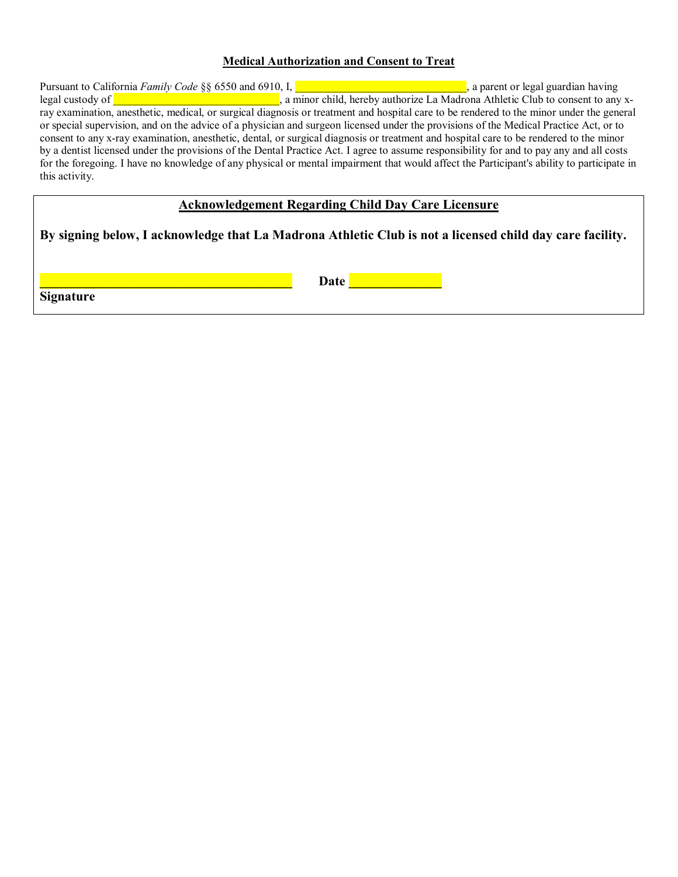**Medical Authorization and Consent to Treat**

Pursuant to California *Family Code* §§ 6550 and 6910, I, ______________________________, a parent or legal guardian having legal custody of ______________________________, a minor child, hereby authorize La Madrona Athletic Club to consent to any x-ray examination, anesthetic, medical, or surgical diagnosis or treatment and hospital care to be rendered to the minor under the general or special supervision, and on the advice of a physician and surgeon licensed under the provisions of the Medical Practice Act, or to consent to any x-ray examination, anesthetic, dental, or surgical diagnosis or treatment and hospital care to be rendered to the minor by a dentist licensed under the provisions of the Dental Practice Act. I agree to assume responsibility for and to pay any and all costs for the foregoing. I have no knowledge of any physical or mental impairment that would affect the Participant's ability to participate in this activity.

**Acknowledgement Regarding Child Day Care Licensure**

**By signing below, I acknowledge that La Madrona Athletic Club is not a licensed child day care facility.**

**________________________________________ Date ______________**

**Signature**